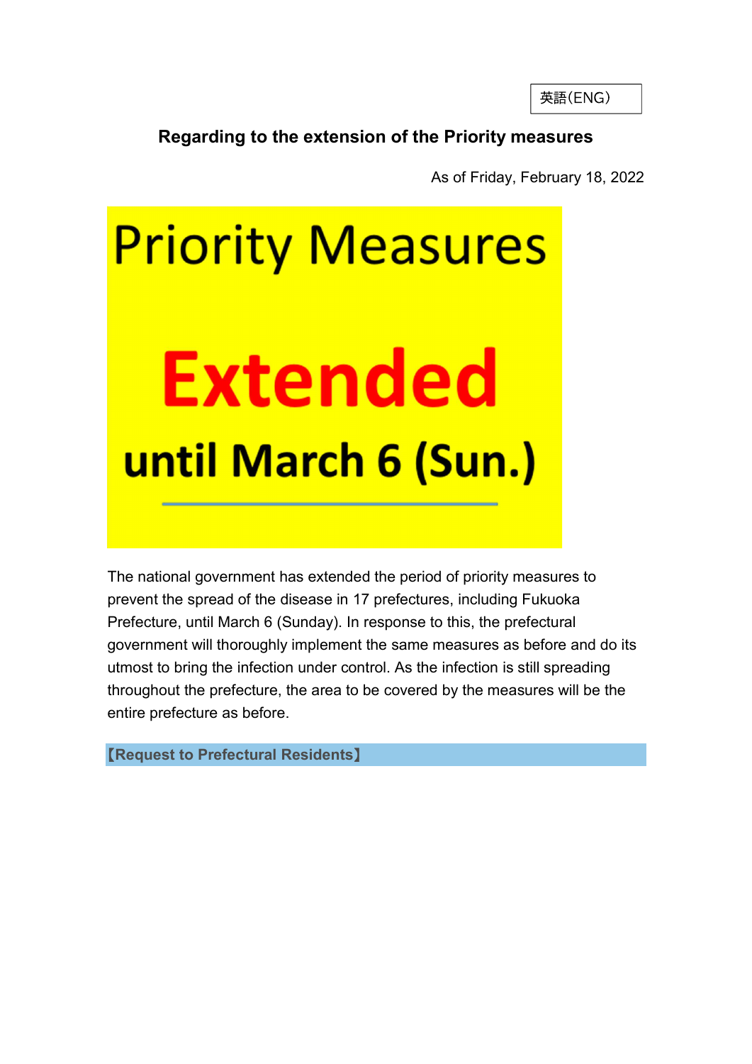英語(ENG)

# Regarding to the extension of the Priority measures

As of Friday, February 18, 2022

**Priority Measures**

**Extended**

**until March 6 (Sun.)**

The national government has extended the period of priority measures to prevent the spread of the disease in 17 prefectures, including Fukuoka Prefecture, until March 6 (Sunday). In response to this, the prefectural government will thoroughly implement the same measures as before and do its utmost to bring the infection under control. As the infection is still spreading throughout the prefecture, the area to be covered by the measures will be the entire prefecture as before.

## 【Request to Prefectural Residents】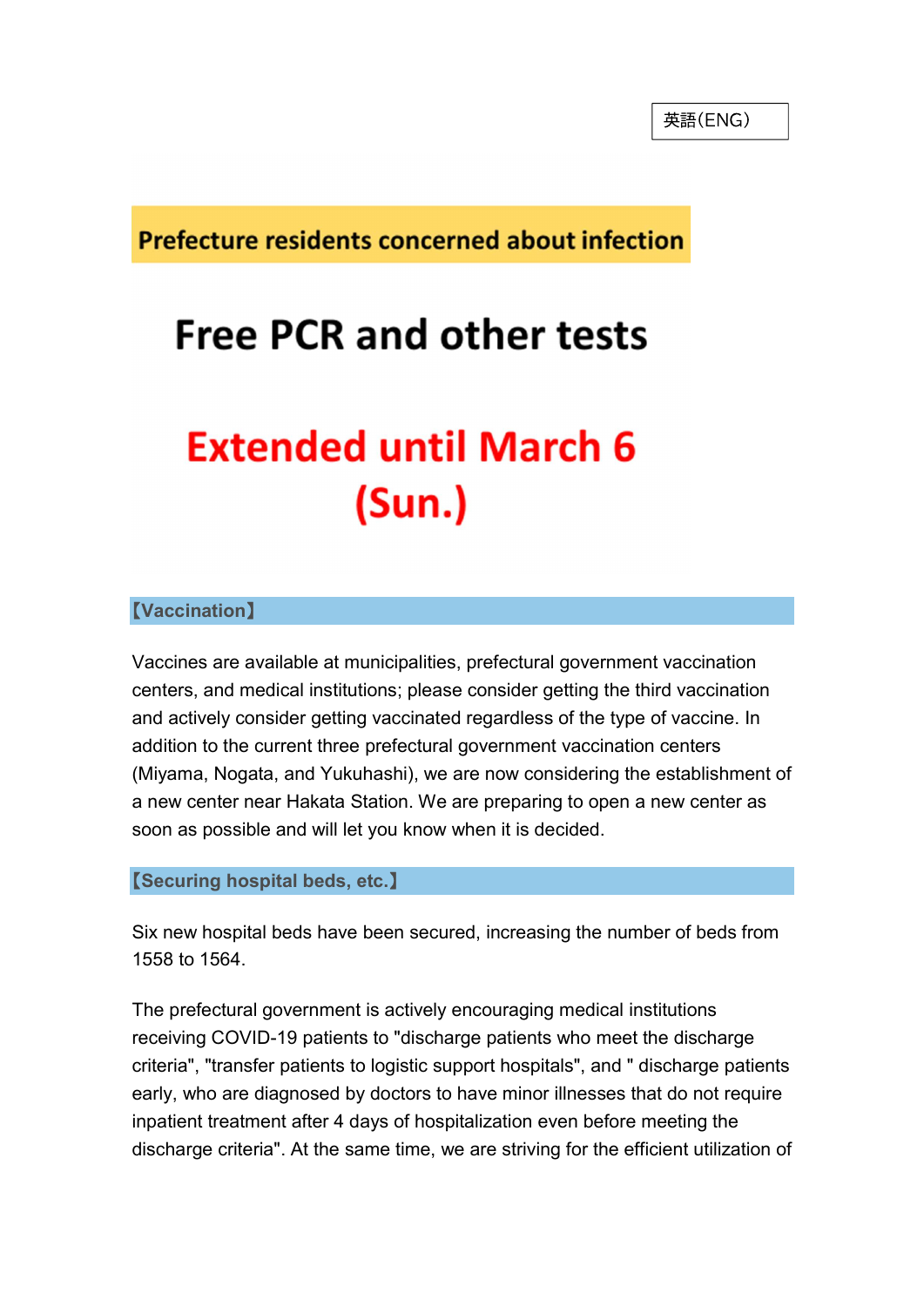英語(ENG)

**Prefecture residents concerned about infection**

# Free PCR and other tests

## Extended until March 6 (Sun.)

**【Vaccination】**

Vaccines are available at municipalities, prefectural government vaccination centers, and medical institutions; please consider getting the third vaccination and actively consider getting vaccinated regardless of the type of vaccine. In addition to the current three prefectural government vaccination centers (Miyama, Nogata, and Yukuhashi), we are now considering the establishment of a new center near Hakata Station. We are preparing to open a new center as soon as possible and will let you know when it is decided.

**【Securing hospital beds, etc.】**

Six new hospital beds have been secured, increasing the number of beds from 1558 to 1564.

The prefectural government is actively encouraging medical institutions receiving COVID-19 patients to "discharge patients who meet the discharge criteria", "transfer patients to logistic support hospitals", and " discharge patients early, who are diagnosed by doctors to have minor illnesses that do not require inpatient treatment after 4 days of hospitalization even before meeting the discharge criteria". At the same time, we are striving for the efficient utilization of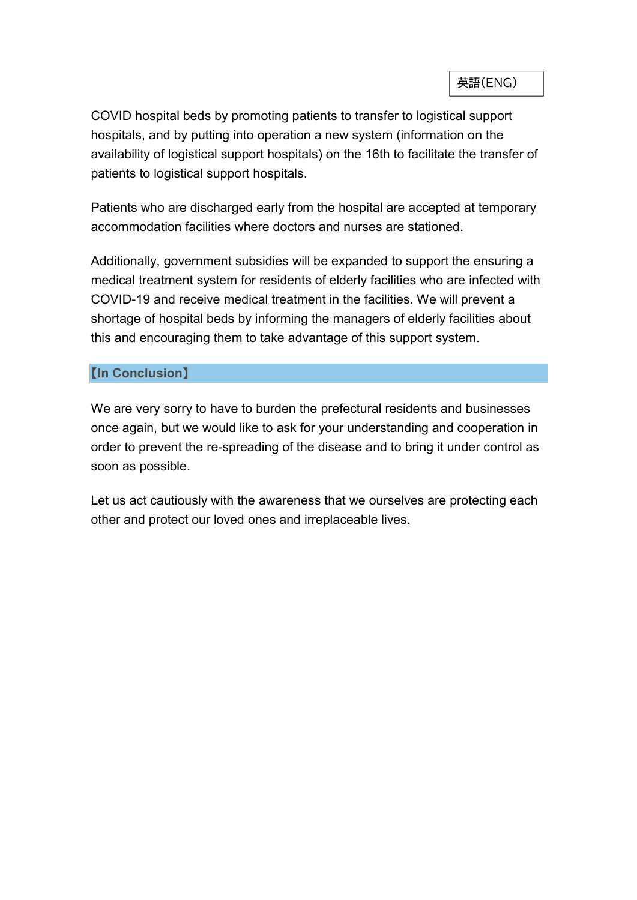COVID hospital beds by promoting patients to transfer to logistical support hospitals, and by putting into operation a new system (information on the availability of logistical support hospitals) on the 16th to facilitate the transfer of patients to logistical support hospitals.

Patients who are discharged early from the hospital are accepted at temporary accommodation facilities where doctors and nurses are stationed.

Additionally, government subsidies will be expanded to support the ensuring a medical treatment system for residents of elderly facilities who are infected with COVID-19 and receive medical treatment in the facilities. We will prevent a shortage of hospital beds by informing the managers of elderly facilities about this and encouraging them to take advantage of this support system.

## 【In Conclusion】

We are very sorry to have to burden the prefectural residents and businesses once again, but we would like to ask for your understanding and cooperation in order to prevent the re-spreading of the disease and to bring it under control as soon as possible.

Let us act cautiously with the awareness that we ourselves are protecting each other and protect our loved ones and irreplaceable lives.